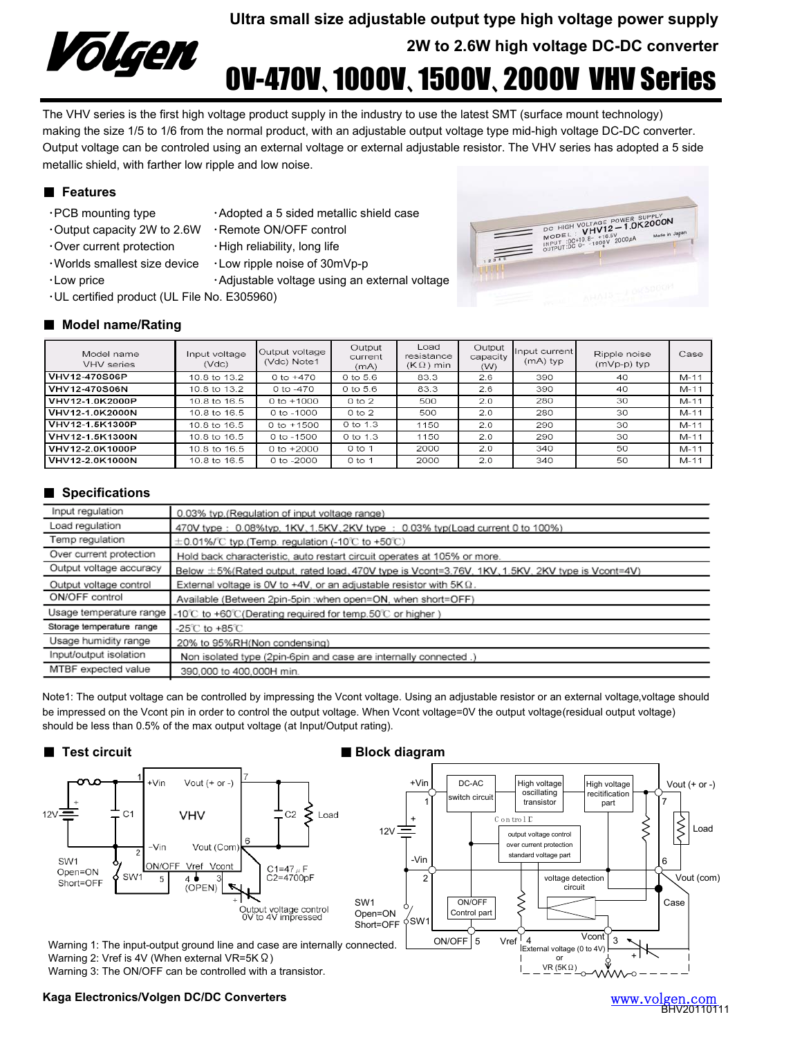# Ultra small size adjustable output type high voltage power supply

## 2W to 2.6W high voltage DC-DC converter

# 0V-470V、1000V、1500V、2000V VHV Series

The VHV series is the first high voltage product supply in the industry to use the latest SMT (surface mount technology) making the size 1/5 to 1/6 from the normal product, with an adjustable output voltage type mid-high voltage DC-DC converter. Output voltage can be controled using an external voltage or external adjustable resistor. The VHV series has adopted a 5 side metallic shield, with farther low ripple and low noise.

### Features

- PCB mounting type
- Output capacity 2W to 2.6W
- Over current protection
- Worlds smallest size device
- Low price
- UL certified product (UL File No. E305960)
- Adopted a 5 sided metallic shield case
- Remote ON/OFF control
- High reliability, long life
- Low ripple noise of 30mVp-p
- Adjustable voltage using an external voltage

### Model name/Rating

| Model name VHV series | Input voltage (Vdc) | Output voltage (Vdc) Note1 | Output current (mA) | Load resistance (KΩ) min | Output capacity (W) | Input current (mA) typ | Ripple noise (mVp-p) typ | Case |
|---|---|---|---|---|---|---|---|---|
| VHV12-470S06P | 10.8 to 13.2 | 0 to +470 | 0 to 5.6 | 83.3 | 2.6 | 390 | 40 | M-11 |
| VHV12-470S06N | 10.8 to 13.2 | 0 to -470 | 0 to 5.6 | 83.3 | 2.6 | 390 | 40 | M-11 |
| VHV12-1.0K2000P | 10.8 to 16.5 | 0 to +1000 | 0 to 2 | 500 | 2.0 | 280 | 30 | M-11 |
| VHV12-1.0K2000N | 10.8 to 16.5 | 0 to -1000 | 0 to 2 | 500 | 2.0 | 280 | 30 | M-11 |
| VHV12-1.5K1300P | 10.8 to 16.5 | 0 to +1500 | 0 to 1.3 | 1150 | 2.0 | 290 | 30 | M-11 |
| VHV12-1.5K1300N | 10.8 to 16.5 | 0 to -1500 | 0 to 1.3 | 1150 | 2.0 | 290 | 30 | M-11 |
| VHV12-2.0K1000P | 10.8 to 16.5 | 0 to +2000 | 0 to 1 | 2000 | 2.0 | 340 | 50 | M-11 |
| VHV12-2.0K1000N | 10.8 to 16.5 | 0 to -2000 | 0 to 1 | 2000 | 2.0 | 340 | 50 | M-11 |

### Specifications

| | |
|---|---|
| Input regulation | 0.03% typ.(Regulation of input voltage range) |
| Load regulation | 470V type : 0.08%typ. 1KV, 1.5KV, 2KV type : 0.03% typ(Load current 0 to 100%) |
| Temp regulation | ±0.01%/℃ typ.(Temp. regulation (-10℃ to +50℃) |
| Over current protection | Hold back characteristic, auto restart circuit operates at 105% or more. |
| Output voltage accuracy | Below ±5%(Rated output, rated load, 470V type is Vcont=3.76V, 1KV, 1.5KV, 2KV type is Vcont=4V) |
| Output voltage control | External voltage is 0V to +4V, or an adjustable resistor with 5KΩ. |
| ON/OFF control | Available (Between 2pin-5pin :when open=ON, when short=OFF) |
| Usage temperature range | -10℃ to +60℃(Derating required for temp.50℃ or higher ) |
| Storage temperature range | -25℃ to +85℃ |
| Usage humidity range | 20% to 95%RH(Non condensing) |
| Input/output isolation | Non isolated type (2pin-6pin and case are internally connected .) |
| MTBF expected value | 390,000 to 400,000H min. |

Note1: The output voltage can be controlled by impressing the Vcont voltage. Using an adjustable resistor or an external voltage,voltage should be impressed on the Vcont pin in order to control the output voltage. When Vcont voltage=0V the output voltage(residual output voltage) should be less than 0.5% of the max output voltage (at Input/Output rating).

### Test circuit

C1=47μF
C2=4700pF

Output voltage control 0V to 4V impressed

SW1 Open=ON Short=OFF

Warning 1: The input-output ground line and case are internally connected.
Warning 2: Vref is 4V (When external VR=5KΩ)
Warning 3: The ON/OFF can be controlled with a transistor.

### Block diagram

External voltage (0 to 4V) or VR (5KΩ)

Kaga Electronics/Volgen DC/DC Converters

www.volgen.com
BHV20110111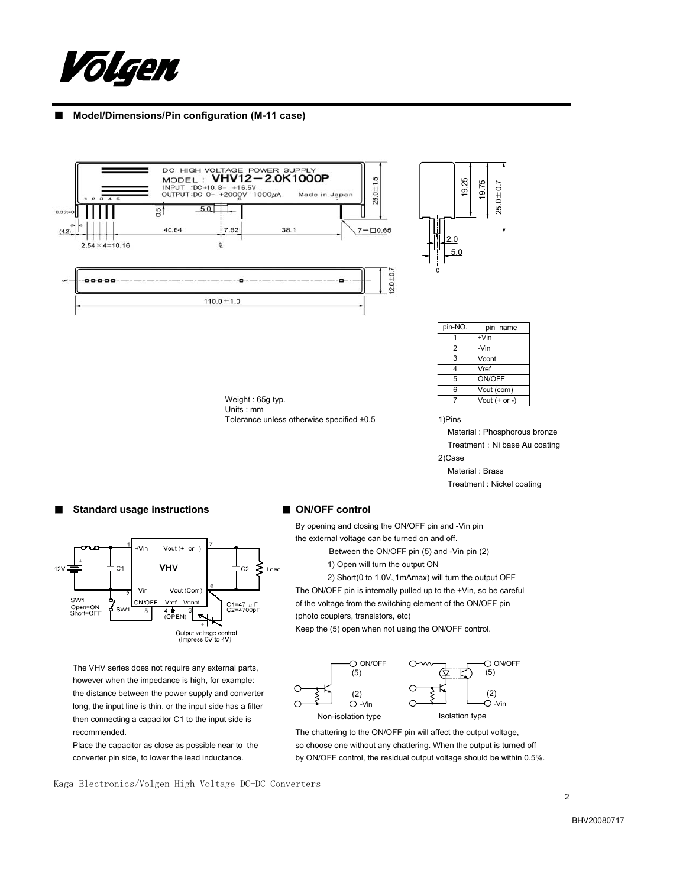## Model/Dimensions/Pin configuration (M-11 case)

DC HIGH VOLTAGE POWER SUPPLY
MODEL : VHV12−2.0K1000P
INPUT :DC+10.8− +16.5V
OUTPUT:DC 0− +2000V 1000μA Made in Japan

Weight : 65g typ.
Units : mm
Tolerance unless otherwise specified ±0.5

| pin-NO. | pin name |
|---|---|
| 1 | +Vin |
| 2 | -Vin |
| 3 | Vcont |
| 4 | Vref |
| 5 | ON/OFF |
| 6 | Vout (com) |
| 7 | Vout (+ or -) |

1)Pins
Material : Phosphorous bronze
Treatment : Ni base Au coating
2)Case
Material : Brass
Treatment : Nickel coating

## Standard usage instructions

SW1
Open=ON
Short=OFF

C1=47 μF
C2=4700pF

Output voltage control
(Impress 0V to 4V)

The VHV series does not require any external parts, however when the impedance is high, for example: the distance between the power supply and converter long, the input line is thin, or the input side has a filter then connecting a capacitor C1 to the input side is recommended.

Place the capacitor as close as possible near to the converter pin side, to lower the lead inductance.

## ON/OFF control

By opening and closing the ON/OFF pin and -Vin pin the external voltage can be turned on and off.

Between the ON/OFF pin (5) and -Vin pin (2)
1) Open will turn the output ON
2) Short(0 to 1.0V、1mAmax) will turn the output OFF

The ON/OFF pin is internally pulled up to the +Vin, so be careful of the voltage from the switching element of the ON/OFF pin (photo couplers, transistors, etc)

Keep the (5) open when not using the ON/OFF control.

Non-isolation type

Isolation type

The chattering to the ON/OFF pin will affect the output voltage, so choose one without any chattering. When the output is turned off by ON/OFF control, the residual output voltage should be within 0.5%.